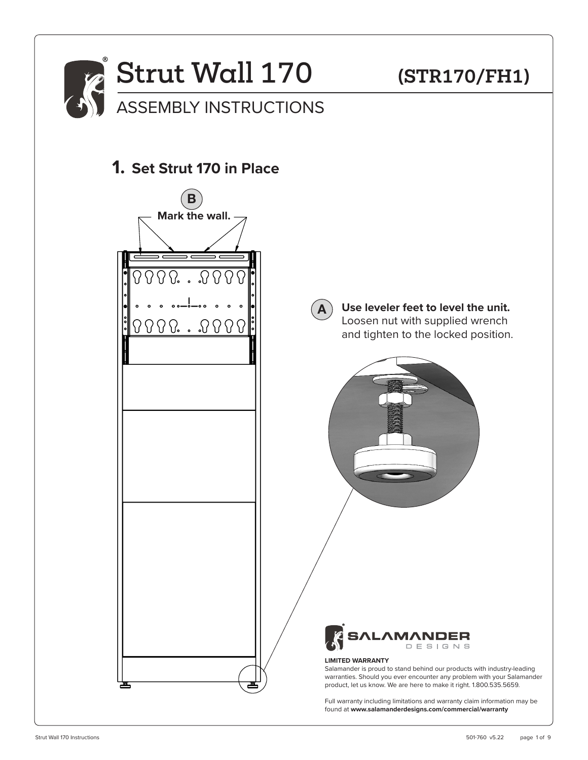# Strut Wall 170 (STR170/FH1)

## ASSEMBLY INSTRUCTIONS

### 1. Set Strut 170 in Place

**B** **Mark the wall.**

**A** **Use leveler feet to level the unit.** Loosen nut with supplied wrench and tighten to the locked position.

**LIMITED WARRANTY**
Salamander is proud to stand behind our products with industry-leading warranties. Should you ever encounter any problem with your Salamander product, let us know. We are here to make it right. 1.800.535.5659.

Full warranty including limitations and warranty claim information may be found at **www.salamanderdesigns.com/commercial/warranty**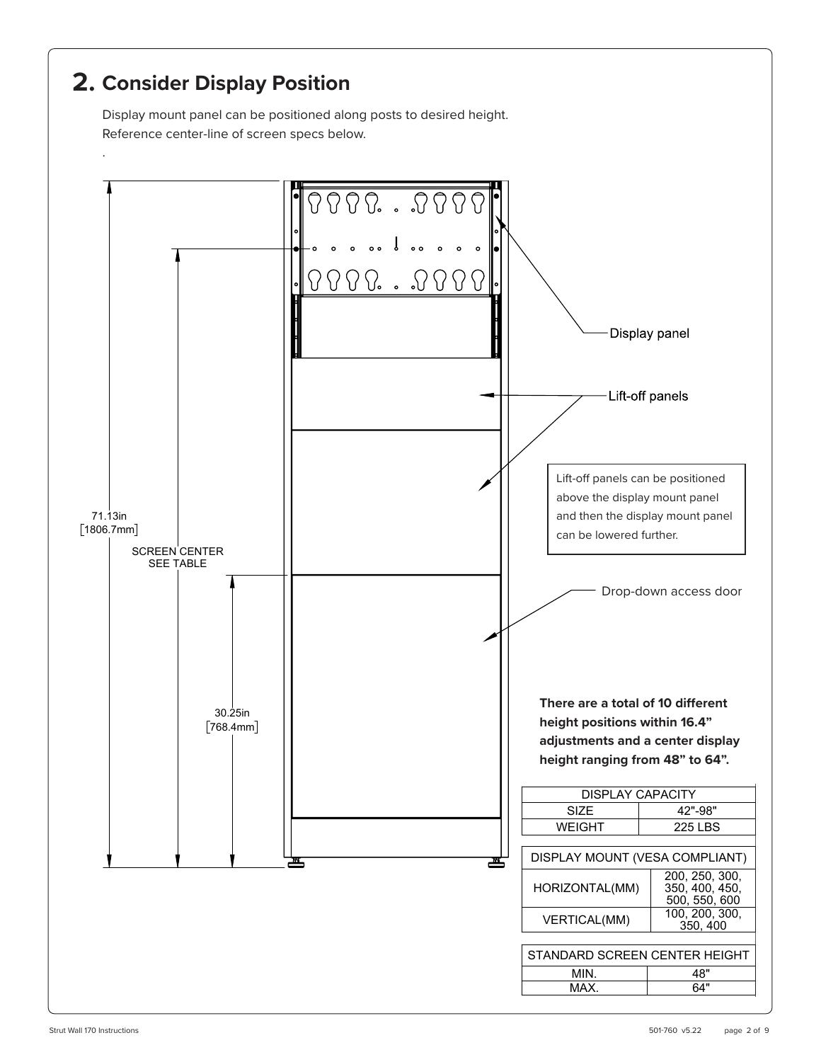# 2. Consider Display Position

Display mount panel can be positioned along posts to desired height.
Reference center-line of screen specs below.

.

71.13in
[1806.7mm]

SCREEN CENTER
SEE TABLE

30.25in
[768.4mm]

Display panel

Lift-off panels

Lift-off panels can be positioned above the display mount panel and then the display mount panel can be lowered further.

Drop-down access door

**There are a total of 10 different height positions within 16.4" adjustments and a center display height ranging from 48" to 64".**

| DISPLAY CAPACITY | |
|---|---|
| SIZE | 42"-98" |
| WEIGHT | 225 LBS |

| DISPLAY MOUNT (VESA COMPLIANT) | |
|---|---|
| HORIZONTAL(MM) | 200, 250, 300, 350, 400, 450, 500, 550, 600 |
| VERTICAL(MM) | 100, 200, 300, 350, 400 |

| STANDARD SCREEN CENTER HEIGHT | |
|---|---|
| MIN. | 48" |
| MAX. | 64" |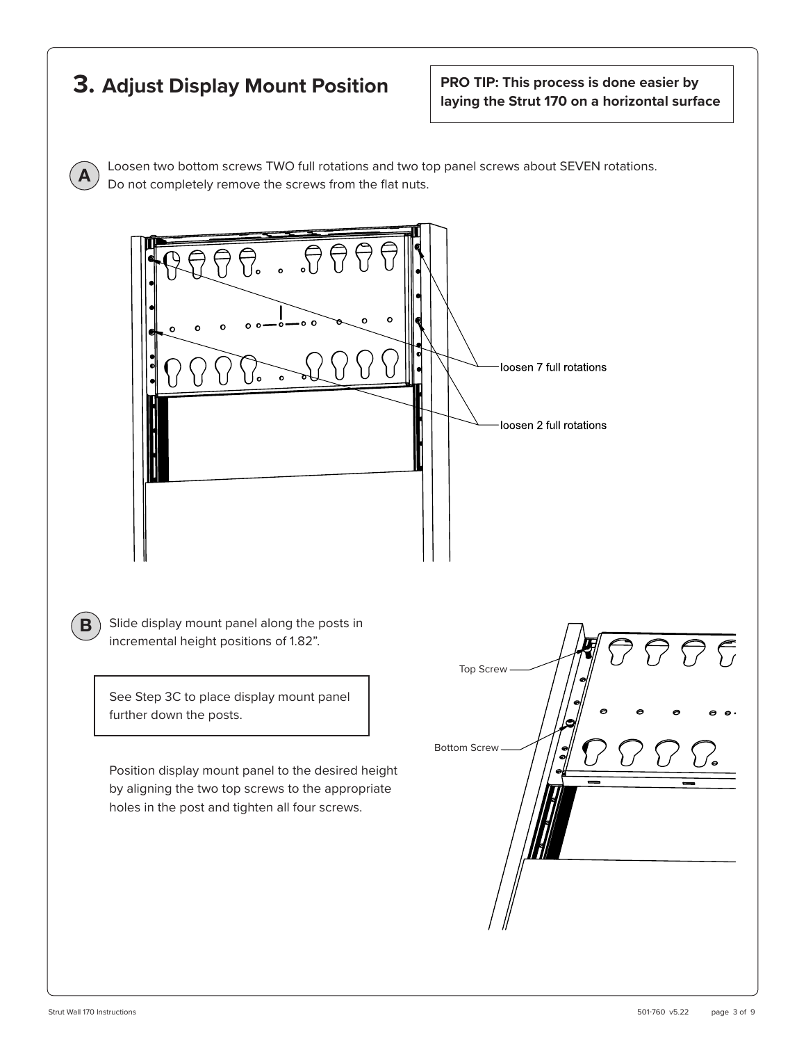# 3. Adjust Display Mount Position

**PRO TIP: This process is done easier by laying the Strut 170 on a horizontal surface**

**A** Loosen two bottom screws TWO full rotations and two top panel screws about SEVEN rotations. Do not completely remove the screws from the flat nuts.

loosen 7 full rotations

loosen 2 full rotations

**B** Slide display mount panel along the posts in incremental height positions of 1.82".

See Step 3C to place display mount panel further down the posts.

Position display mount panel to the desired height by aligning the two top screws to the appropriate holes in the post and tighten all four screws.

Top Screw

Bottom Screw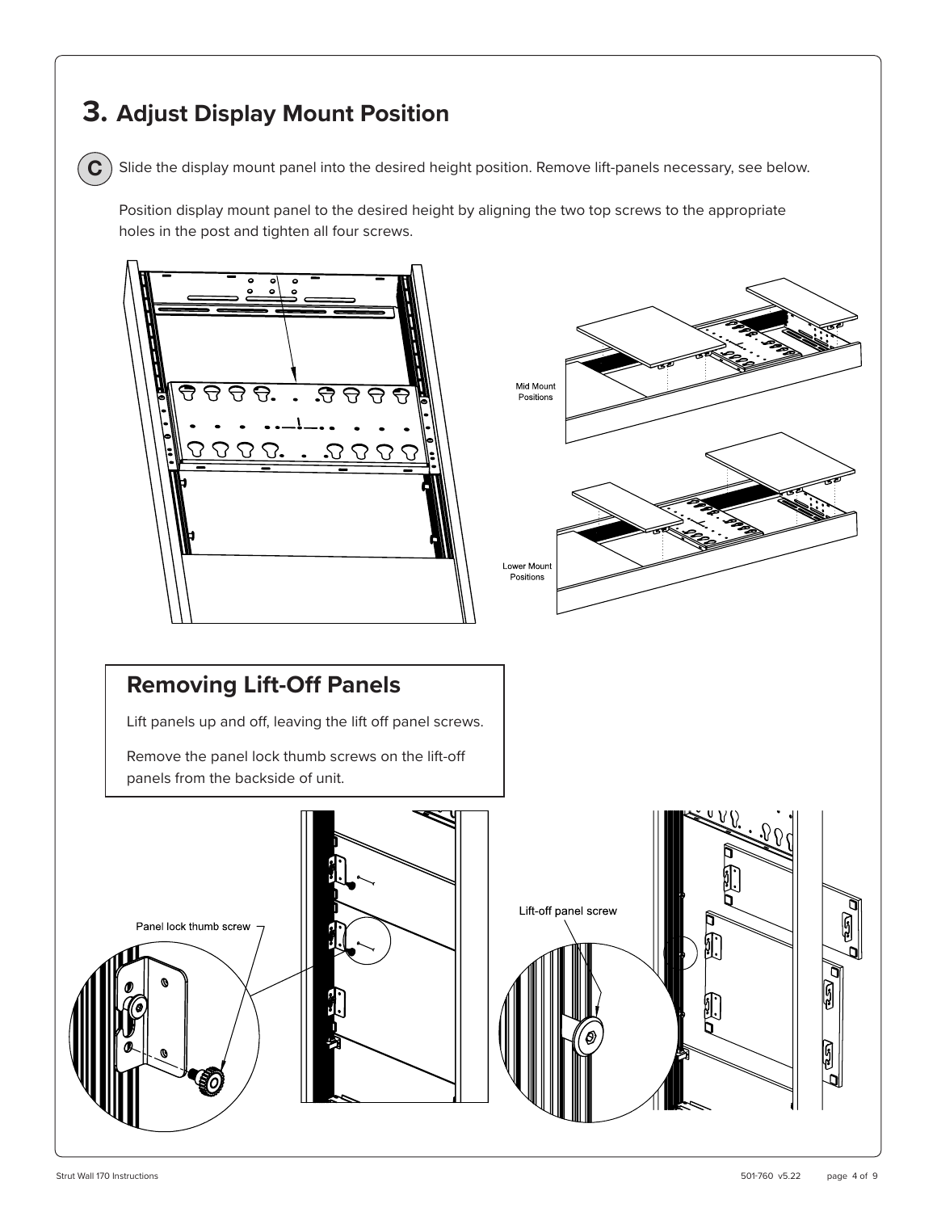# 3. Adjust Display Mount Position

**C** Slide the display mount panel into the desired height position. Remove lift-panels necessary, see below.

Position display mount panel to the desired height by aligning the two top screws to the appropriate holes in the post and tighten all four screws.

Mid Mount Positions

Lower Mount Positions

## Removing Lift-Off Panels

Lift panels up and off, leaving the lift off panel screws.

Remove the panel lock thumb screws on the lift-off panels from the backside of unit.

Panel lock thumb screw

Lift-off panel screw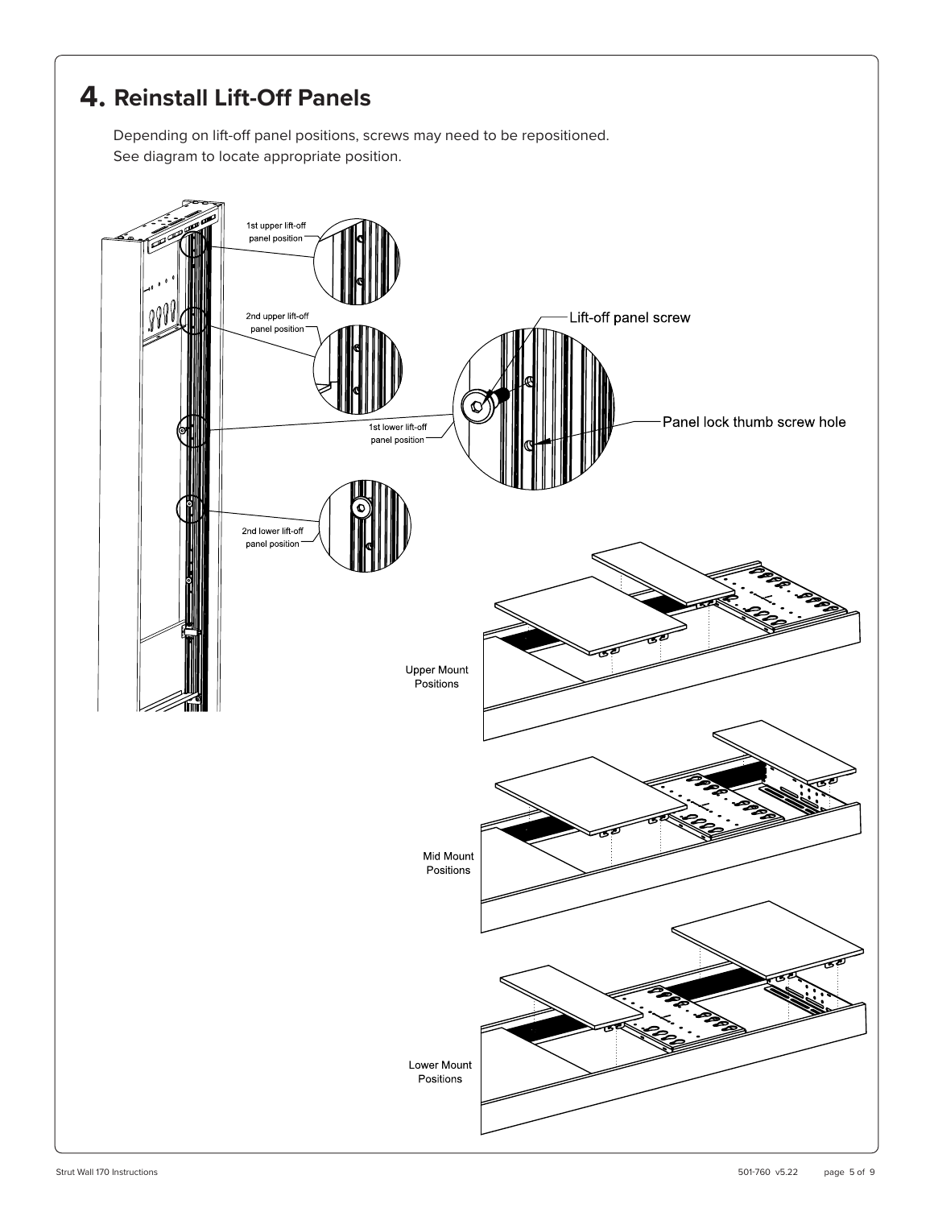## 4. Reinstall Lift-Off Panels

Depending on lift-off panel positions, screws may need to be repositioned.
See diagram to locate appropriate position.

1st upper lift-off panel position

2nd upper lift-off panel position

1st lower lift-off panel position

2nd lower lift-off panel position

Lift-off panel screw

Panel lock thumb screw hole

Upper Mount Positions

Mid Mount Positions

Lower Mount Positions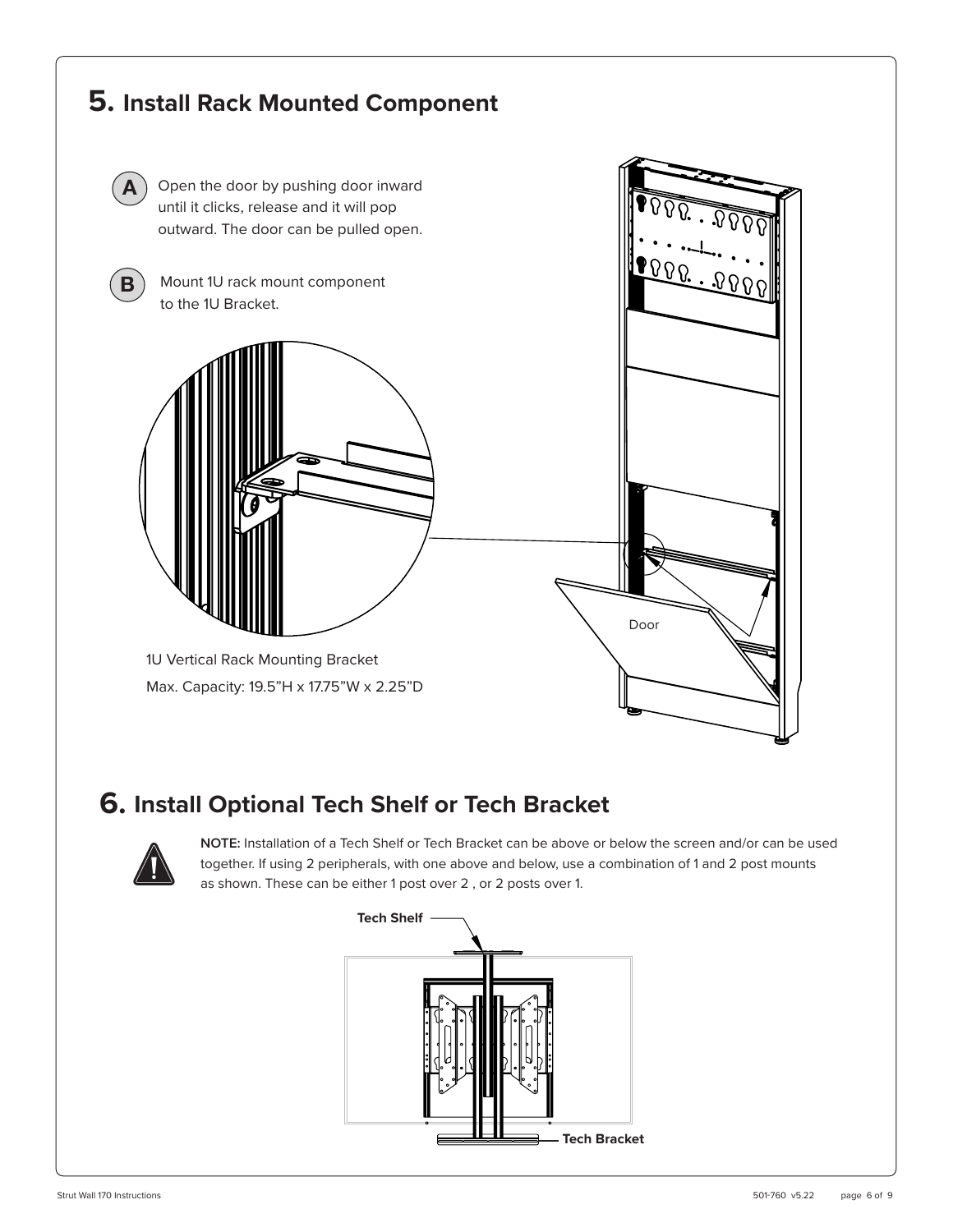## 5. Install Rack Mounted Component

**A** Open the door by pushing door inward until it clicks, release and it will pop outward. The door can be pulled open.

**B** Mount 1U rack mount component to the 1U Bracket.

Door

1U Vertical Rack Mounting Bracket

Max. Capacity: 19.5"H x 17.75"W x 2.25"D

## 6. Install Optional Tech Shelf or Tech Bracket

**NOTE:** Installation of a Tech Shelf or Tech Bracket can be above or below the screen and/or can be used together. If using 2 peripherals, with one above and below, use a combination of 1 and 2 post mounts as shown. These can be either 1 post over 2 , or 2 posts over 1.

**Tech Shelf**

**Tech Bracket**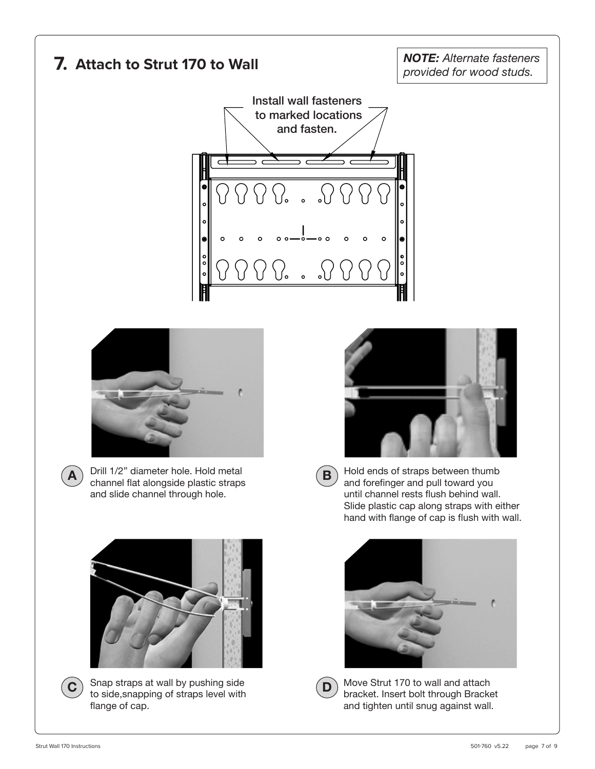# 7. Attach to Strut 170 to Wall

***NOTE:*** *Alternate fasteners provided for wood studs.*

Install wall fasteners to marked locations and fasten.

**A** Drill 1/2" diameter hole. Hold metal channel flat alongside plastic straps and slide channel through hole.

**B** Hold ends of straps between thumb and forefinger and pull toward you until channel rests flush behind wall. Slide plastic cap along straps with either hand with flange of cap is flush with wall.

**C** Snap straps at wall by pushing side to side,snapping of straps level with flange of cap.

**D** Move Strut 170 to wall and attach bracket. Insert bolt through Bracket and tighten until snug against wall.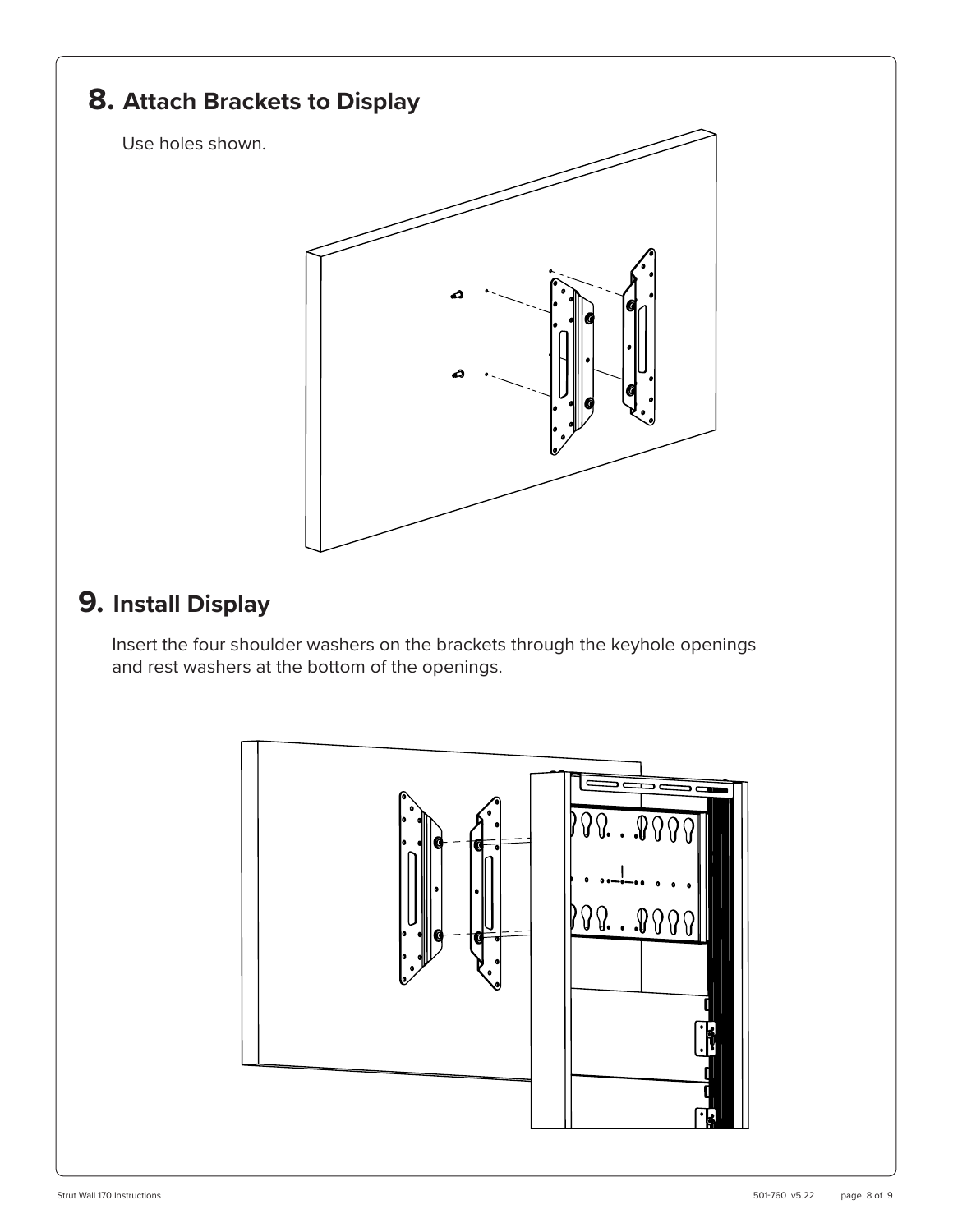## 8. Attach Brackets to Display

Use holes shown.

## 9. Install Display

Insert the four shoulder washers on the brackets through the keyhole openings and rest washers at the bottom of the openings.